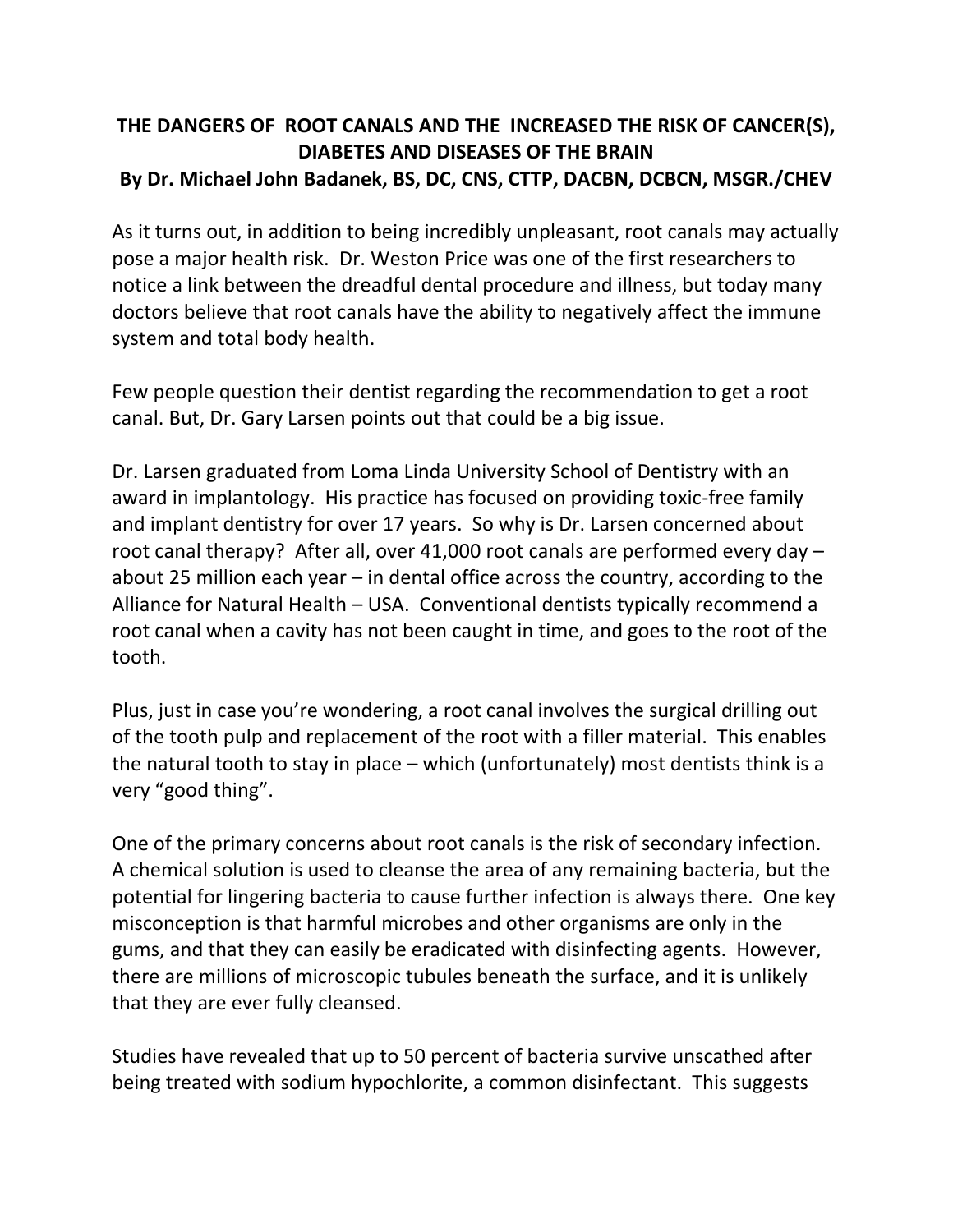# THE DANGERS OF ROOT CANALS AND THE INCREASED THE RISK OF CANCER(S), DIABETES AND DISEASES OF THE BRAIN

**By Dr. Michael John Badanek, BS, DC, CNS, CTTP, DACBN, DCBCN, MSGR./CHEV**

As it turns out, in addition to being incredibly unpleasant, root canals may actually pose a major health risk. Dr. Weston Price was one of the first researchers to notice a link between the dreadful dental procedure and illness, but today many doctors believe that root canals have the ability to negatively affect the immune system and total body health.

Few people question their dentist regarding the recommendation to get a root canal. But, Dr. Gary Larsen points out that could be a big issue.

Dr. Larsen graduated from Loma Linda University School of Dentistry with an award in implantology. His practice has focused on providing toxic-free family and implant dentistry for over 17 years. So why is Dr. Larsen concerned about root canal therapy? After all, over 41,000 root canals are performed every day – about 25 million each year – in dental office across the country, according to the Alliance for Natural Health – USA. Conventional dentists typically recommend a root canal when a cavity has not been caught in time, and goes to the root of the tooth.

Plus, just in case you're wondering, a root canal involves the surgical drilling out of the tooth pulp and replacement of the root with a filler material. This enables the natural tooth to stay in place – which (unfortunately) most dentists think is a very "good thing".

One of the primary concerns about root canals is the risk of secondary infection. A chemical solution is used to cleanse the area of any remaining bacteria, but the potential for lingering bacteria to cause further infection is always there. One key misconception is that harmful microbes and other organisms are only in the gums, and that they can easily be eradicated with disinfecting agents. However, there are millions of microscopic tubules beneath the surface, and it is unlikely that they are ever fully cleansed.

Studies have revealed that up to 50 percent of bacteria survive unscathed after being treated with sodium hypochlorite, a common disinfectant. This suggests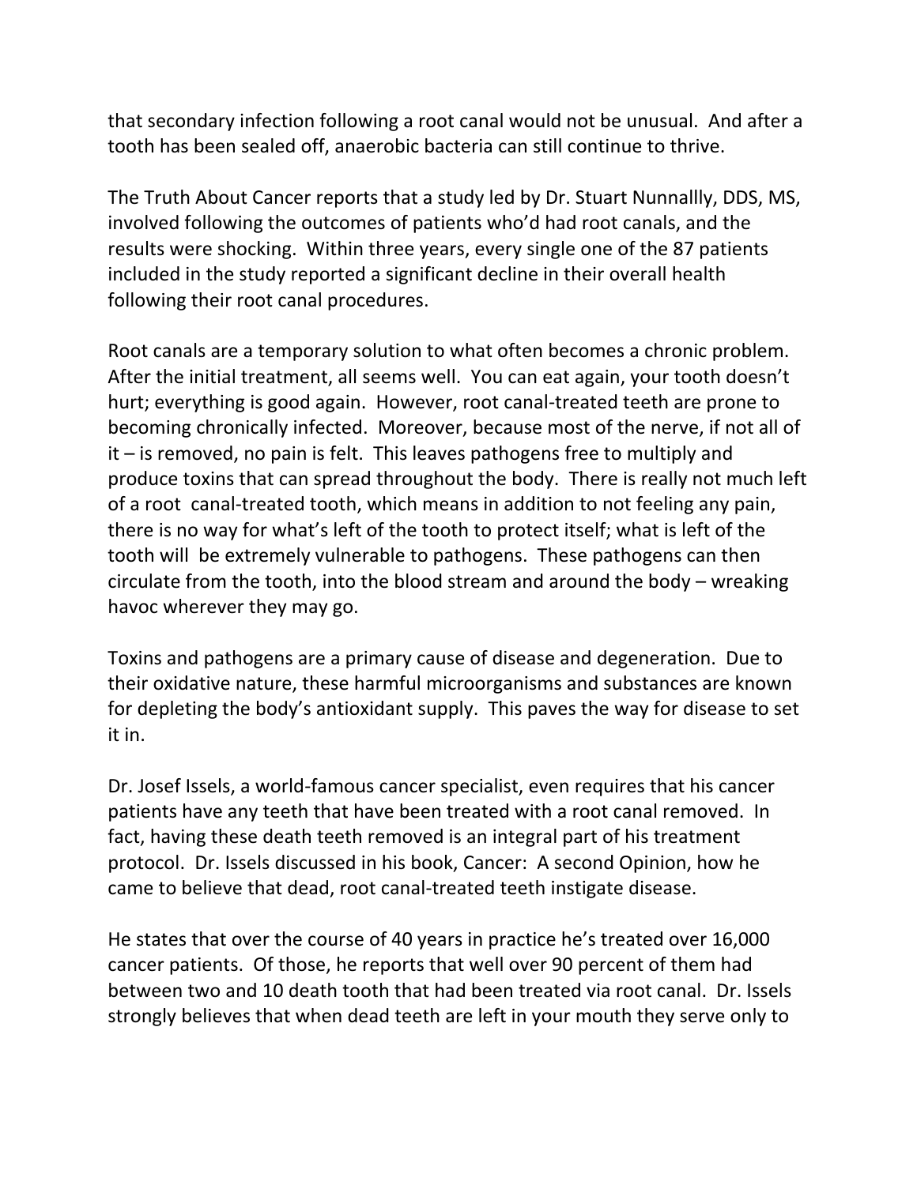that secondary infection following a root canal would not be unusual. And after a tooth has been sealed off, anaerobic bacteria can still continue to thrive.

The Truth About Cancer reports that a study led by Dr. Stuart Nunnallly, DDS, MS, involved following the outcomes of patients who'd had root canals, and the results were shocking. Within three years, every single one of the 87 patients included in the study reported a significant decline in their overall health following their root canal procedures.

Root canals are a temporary solution to what often becomes a chronic problem. After the initial treatment, all seems well. You can eat again, your tooth doesn't hurt; everything is good again. However, root canal-treated teeth are prone to becoming chronically infected. Moreover, because most of the nerve, if not all of it – is removed, no pain is felt. This leaves pathogens free to multiply and produce toxins that can spread throughout the body. There is really not much left of a root canal-treated tooth, which means in addition to not feeling any pain, there is no way for what's left of the tooth to protect itself; what is left of the tooth will be extremely vulnerable to pathogens. These pathogens can then circulate from the tooth, into the blood stream and around the body – wreaking havoc wherever they may go.

Toxins and pathogens are a primary cause of disease and degeneration. Due to their oxidative nature, these harmful microorganisms and substances are known for depleting the body's antioxidant supply. This paves the way for disease to set it in.

Dr. Josef Issels, a world-famous cancer specialist, even requires that his cancer patients have any teeth that have been treated with a root canal removed. In fact, having these death teeth removed is an integral part of his treatment protocol. Dr. Issels discussed in his book, Cancer: A second Opinion, how he came to believe that dead, root canal-treated teeth instigate disease.

He states that over the course of 40 years in practice he's treated over 16,000 cancer patients. Of those, he reports that well over 90 percent of them had between two and 10 death tooth that had been treated via root canal. Dr. Issels strongly believes that when dead teeth are left in your mouth they serve only to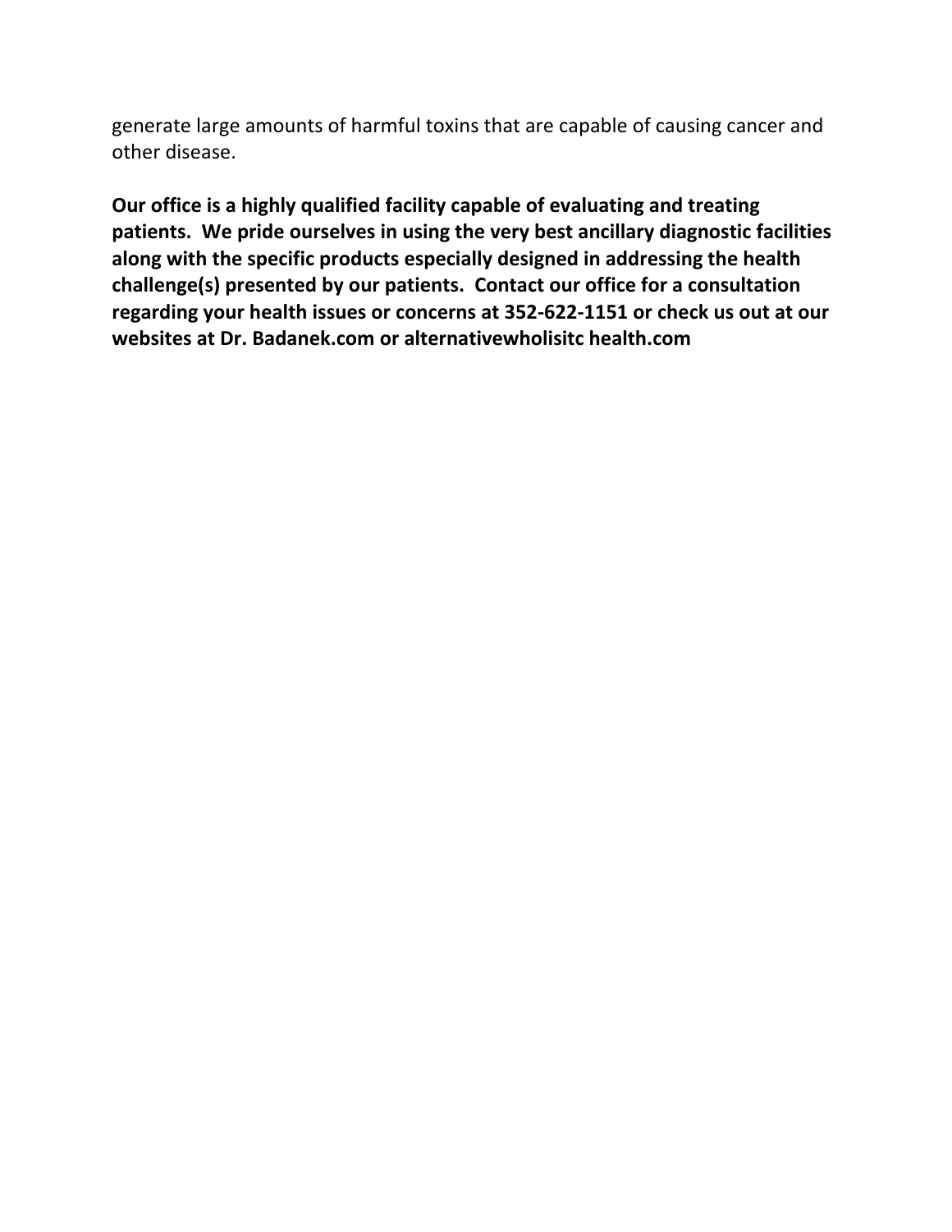generate large amounts of harmful toxins that are capable of causing cancer and other disease.

**Our office is a highly qualified facility capable of evaluating and treating patients. We pride ourselves in using the very best ancillary diagnostic facilities along with the specific products especially designed in addressing the health challenge(s) presented by our patients. Contact our office for a consultation regarding your health issues or concerns at 352-622-1151 or check us out at our websites at Dr. Badanek.com or alternativewholisitc health.com**